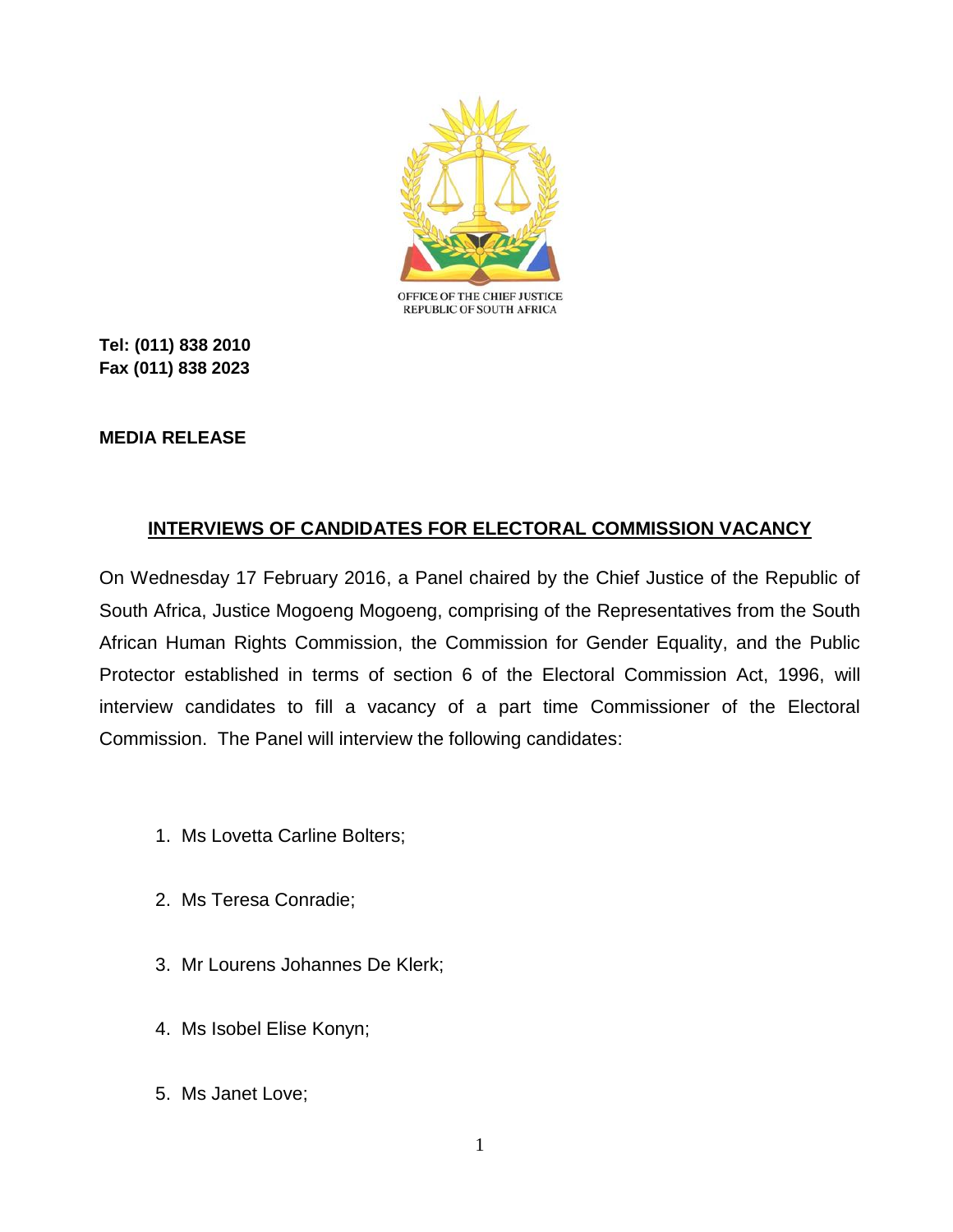OFFICE OF THE CHIEF JUSTICE
REPUBLIC OF SOUTH AFRICA

**Tel: (011) 838 2010**
**Fax (011) 838 2023**

**MEDIA RELEASE**

## INTERVIEWS OF CANDIDATES FOR ELECTORAL COMMISSION VACANCY

On Wednesday 17 February 2016, a Panel chaired by the Chief Justice of the Republic of South Africa, Justice Mogoeng Mogoeng, comprising of the Representatives from the South African Human Rights Commission, the Commission for Gender Equality, and the Public Protector established in terms of section 6 of the Electoral Commission Act, 1996, will interview candidates to fill a vacancy of a part time Commissioner of the Electoral Commission. The Panel will interview the following candidates:

1. Ms Lovetta Carline Bolters;
2. Ms Teresa Conradie;
3. Mr Lourens Johannes De Klerk;
4. Ms Isobel Elise Konyn;
5. Ms Janet Love;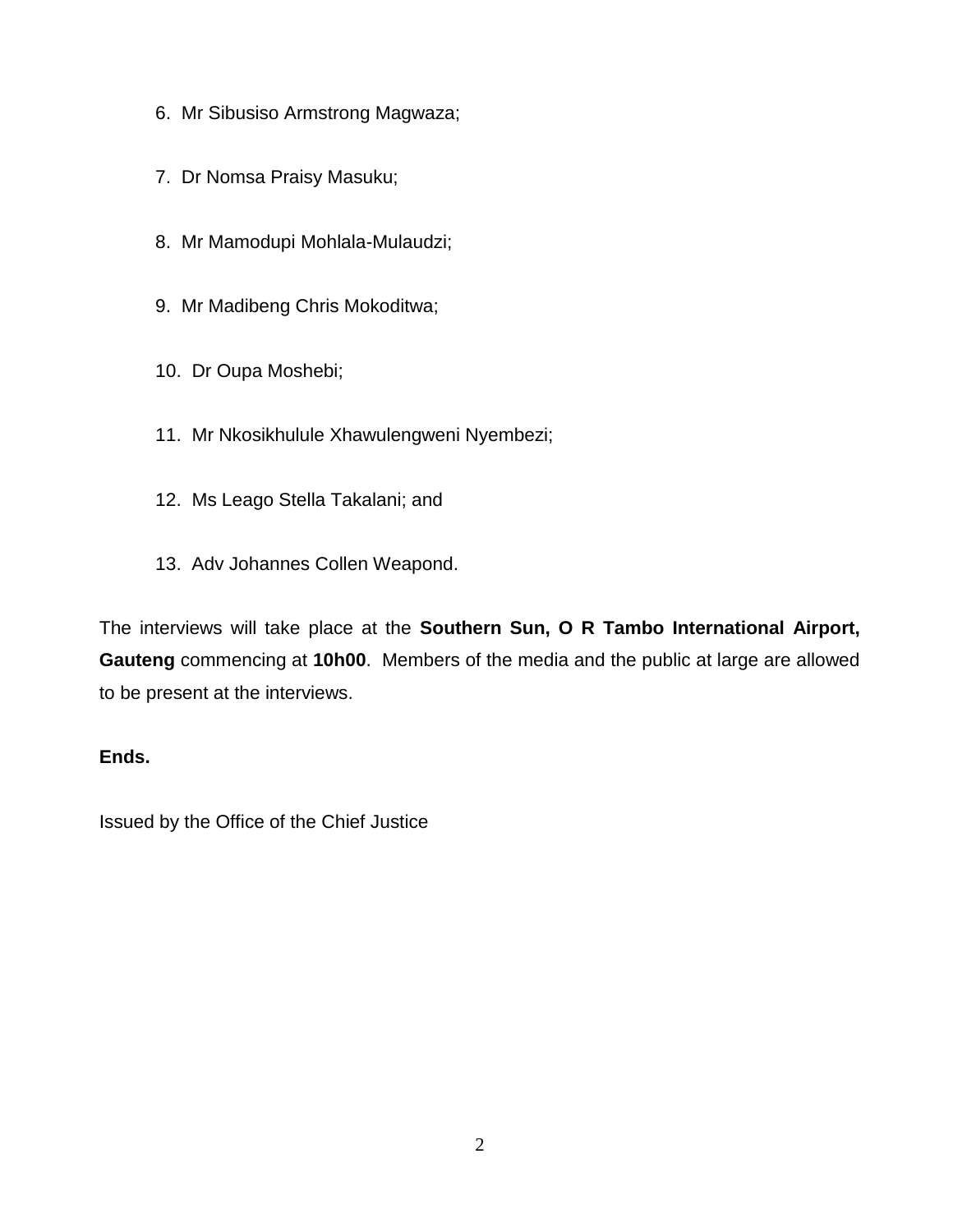6. Mr Sibusiso Armstrong Magwaza;
7. Dr Nomsa Praisy Masuku;
8. Mr Mamodupi Mohlala-Mulaudzi;
9. Mr Madibeng Chris Mokoditwa;
10. Dr Oupa Moshebi;
11. Mr Nkosikhulule Xhawulengweni Nyembezi;
12. Ms Leago Stella Takalani; and
13. Adv Johannes Collen Weapond.

The interviews will take place at the **Southern Sun, O R Tambo International Airport, Gauteng** commencing at **10h00**. Members of the media and the public at large are allowed to be present at the interviews.

**Ends.**

Issued by the Office of the Chief Justice